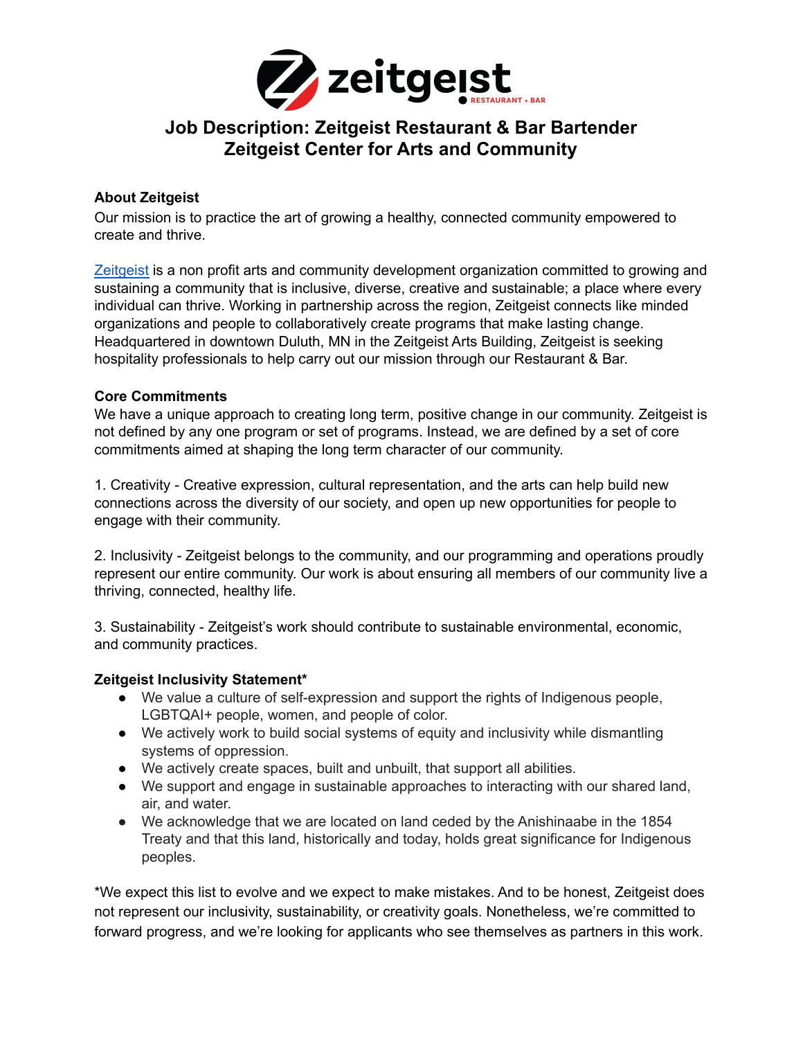# Job Description: Zeitgeist Restaurant & Bar Bartender
# Zeitgeist Center for Arts and Community

**About Zeitgeist**

Our mission is to practice the art of growing a healthy, connected community empowered to create and thrive.

Zeitgeist is a non profit arts and community development organization committed to growing and sustaining a community that is inclusive, diverse, creative and sustainable; a place where every individual can thrive. Working in partnership across the region, Zeitgeist connects like minded organizations and people to collaboratively create programs that make lasting change. Headquartered in downtown Duluth, MN in the Zeitgeist Arts Building, Zeitgeist is seeking hospitality professionals to help carry out our mission through our Restaurant & Bar.

**Core Commitments**

We have a unique approach to creating long term, positive change in our community. Zeitgeist is not defined by any one program or set of programs. Instead, we are defined by a set of core commitments aimed at shaping the long term character of our community.

1. Creativity - Creative expression, cultural representation, and the arts can help build new connections across the diversity of our society, and open up new opportunities for people to engage with their community.

2. Inclusivity - Zeitgeist belongs to the community, and our programming and operations proudly represent our entire community. Our work is about ensuring all members of our community live a thriving, connected, healthy life.

3. Sustainability - Zeitgeist's work should contribute to sustainable environmental, economic, and community practices.

**Zeitgeist Inclusivity Statement***

- We value a culture of self-expression and support the rights of Indigenous people, LGBTQAI+ people, women, and people of color.
- We actively work to build social systems of equity and inclusivity while dismantling systems of oppression.
- We actively create spaces, built and unbuilt, that support all abilities.
- We support and engage in sustainable approaches to interacting with our shared land, air, and water.
- We acknowledge that we are located on land ceded by the Anishinaabe in the 1854 Treaty and that this land, historically and today, holds great significance for Indigenous peoples.

*We expect this list to evolve and we expect to make mistakes. And to be honest, Zeitgeist does not represent our inclusivity, sustainability, or creativity goals. Nonetheless, we're committed to forward progress, and we're looking for applicants who see themselves as partners in this work.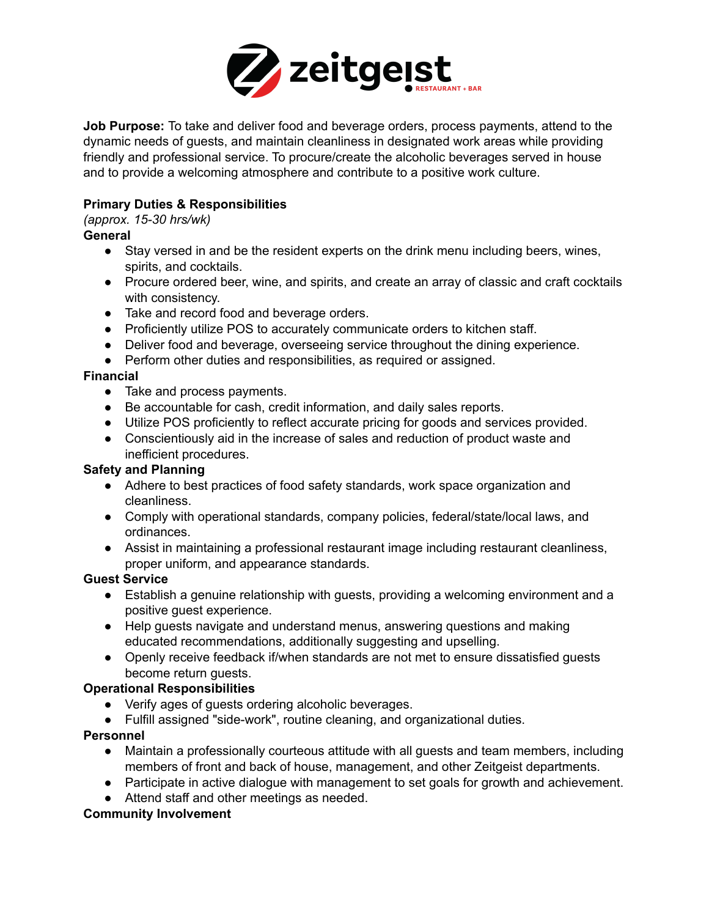**Job Purpose:** To take and deliver food and beverage orders, process payments, attend to the dynamic needs of guests, and maintain cleanliness in designated work areas while providing friendly and professional service. To procure/create the alcoholic beverages served in house and to provide a welcoming atmosphere and contribute to a positive work culture.

**Primary Duties & Responsibilities**
*(approx. 15-30 hrs/wk)*

**General**

- Stay versed in and be the resident experts on the drink menu including beers, wines, spirits, and cocktails.
- Procure ordered beer, wine, and spirits, and create an array of classic and craft cocktails with consistency.
- Take and record food and beverage orders.
- Proficiently utilize POS to accurately communicate orders to kitchen staff.
- Deliver food and beverage, overseeing service throughout the dining experience.
- Perform other duties and responsibilities, as required or assigned.

**Financial**

- Take and process payments.
- Be accountable for cash, credit information, and daily sales reports.
- Utilize POS proficiently to reflect accurate pricing for goods and services provided.
- Conscientiously aid in the increase of sales and reduction of product waste and inefficient procedures.

**Safety and Planning**

- Adhere to best practices of food safety standards, work space organization and cleanliness.
- Comply with operational standards, company policies, federal/state/local laws, and ordinances.
- Assist in maintaining a professional restaurant image including restaurant cleanliness, proper uniform, and appearance standards.

**Guest Service**

- Establish a genuine relationship with guests, providing a welcoming environment and a positive guest experience.
- Help guests navigate and understand menus, answering questions and making educated recommendations, additionally suggesting and upselling.
- Openly receive feedback if/when standards are not met to ensure dissatisfied guests become return guests.

**Operational Responsibilities**

- Verify ages of guests ordering alcoholic beverages.
- Fulfill assigned "side-work", routine cleaning, and organizational duties.

**Personnel**

- Maintain a professionally courteous attitude with all guests and team members, including members of front and back of house, management, and other Zeitgeist departments.
- Participate in active dialogue with management to set goals for growth and achievement.
- Attend staff and other meetings as needed.

**Community Involvement**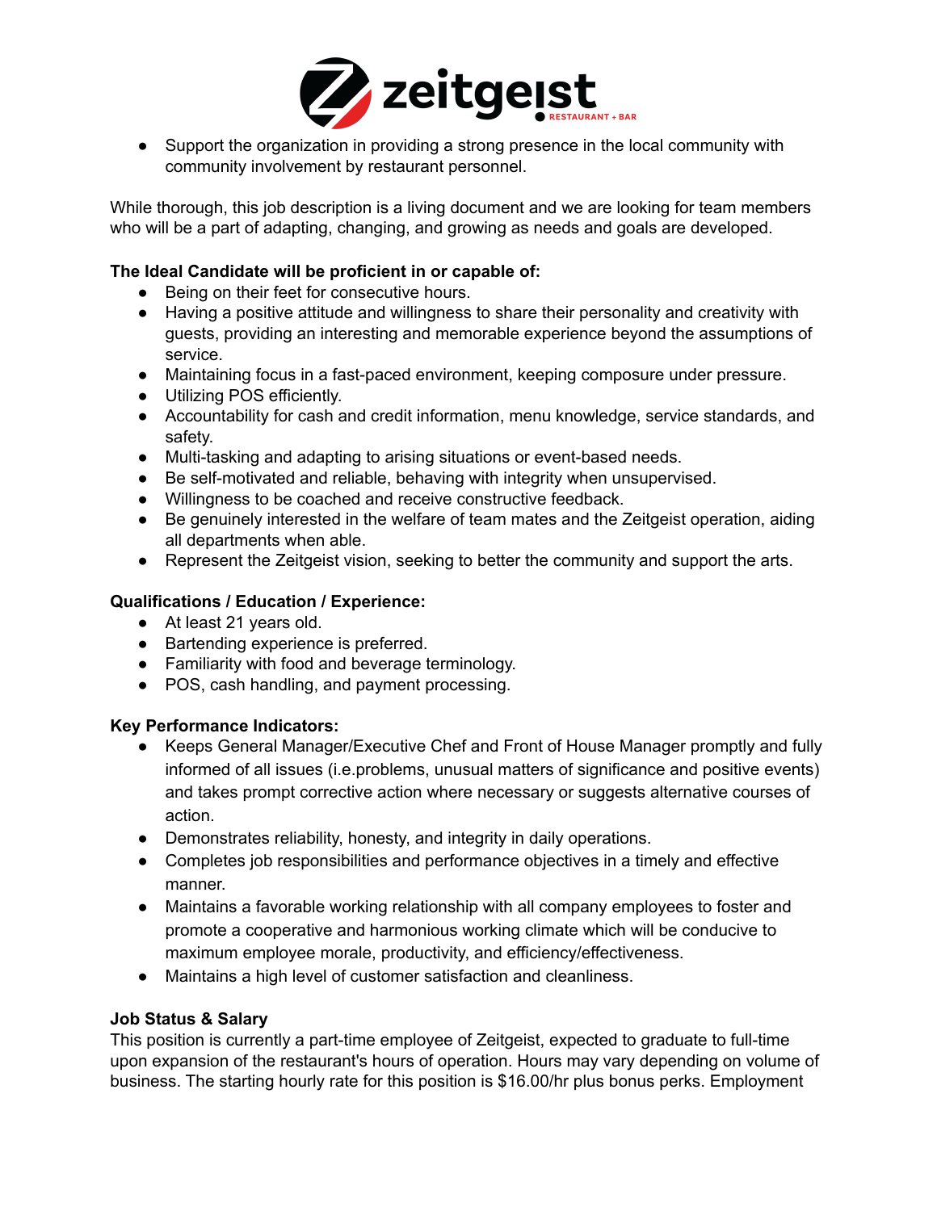- Support the organization in providing a strong presence in the local community with community involvement by restaurant personnel.

While thorough, this job description is a living document and we are looking for team members who will be a part of adapting, changing, and growing as needs and goals are developed.

**The Ideal Candidate will be proficient in or capable of:**

- Being on their feet for consecutive hours.
- Having a positive attitude and willingness to share their personality and creativity with guests, providing an interesting and memorable experience beyond the assumptions of service.
- Maintaining focus in a fast-paced environment, keeping composure under pressure.
- Utilizing POS efficiently.
- Accountability for cash and credit information, menu knowledge, service standards, and safety.
- Multi-tasking and adapting to arising situations or event-based needs.
- Be self-motivated and reliable, behaving with integrity when unsupervised.
- Willingness to be coached and receive constructive feedback.
- Be genuinely interested in the welfare of team mates and the Zeitgeist operation, aiding all departments when able.
- Represent the Zeitgeist vision, seeking to better the community and support the arts.

**Qualifications / Education / Experience:**

- At least 21 years old.
- Bartending experience is preferred.
- Familiarity with food and beverage terminology.
- POS, cash handling, and payment processing.

**Key Performance Indicators:**

- Keeps General Manager/Executive Chef and Front of House Manager promptly and fully informed of all issues (i.e.problems, unusual matters of significance and positive events) and takes prompt corrective action where necessary or suggests alternative courses of action.
- Demonstrates reliability, honesty, and integrity in daily operations.
- Completes job responsibilities and performance objectives in a timely and effective manner.
- Maintains a favorable working relationship with all company employees to foster and promote a cooperative and harmonious working climate which will be conducive to maximum employee morale, productivity, and efficiency/effectiveness.
- Maintains a high level of customer satisfaction and cleanliness.

**Job Status & Salary**

This position is currently a part-time employee of Zeitgeist, expected to graduate to full-time upon expansion of the restaurant's hours of operation. Hours may vary depending on volume of business. The starting hourly rate for this position is $16.00/hr plus bonus perks. Employment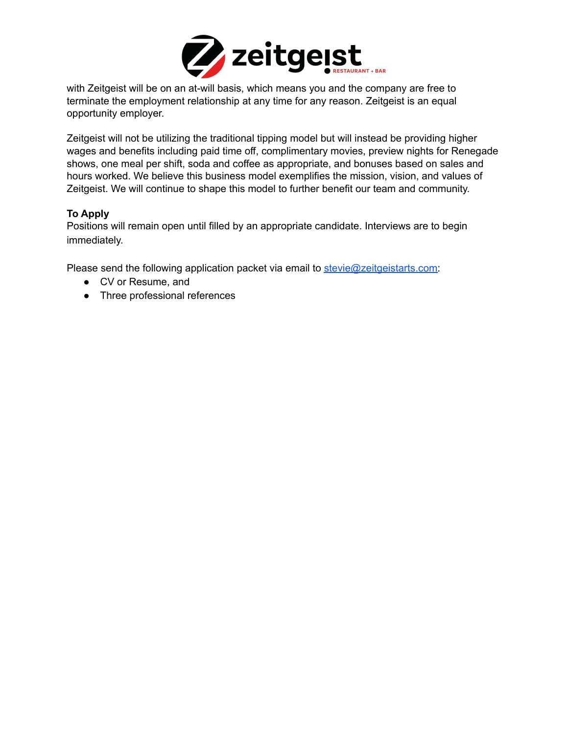with Zeitgeist will be on an at-will basis, which means you and the company are free to terminate the employment relationship at any time for any reason. Zeitgeist is an equal opportunity employer.

Zeitgeist will not be utilizing the traditional tipping model but will instead be providing higher wages and benefits including paid time off, complimentary movies, preview nights for Renegade shows, one meal per shift, soda and coffee as appropriate, and bonuses based on sales and hours worked. We believe this business model exemplifies the mission, vision, and values of Zeitgeist. We will continue to shape this model to further benefit our team and community.

**To Apply**

Positions will remain open until filled by an appropriate candidate. Interviews are to begin immediately.

Please send the following application packet via email to stevie@zeitgeistarts.com:

- CV or Resume, and
- Three professional references